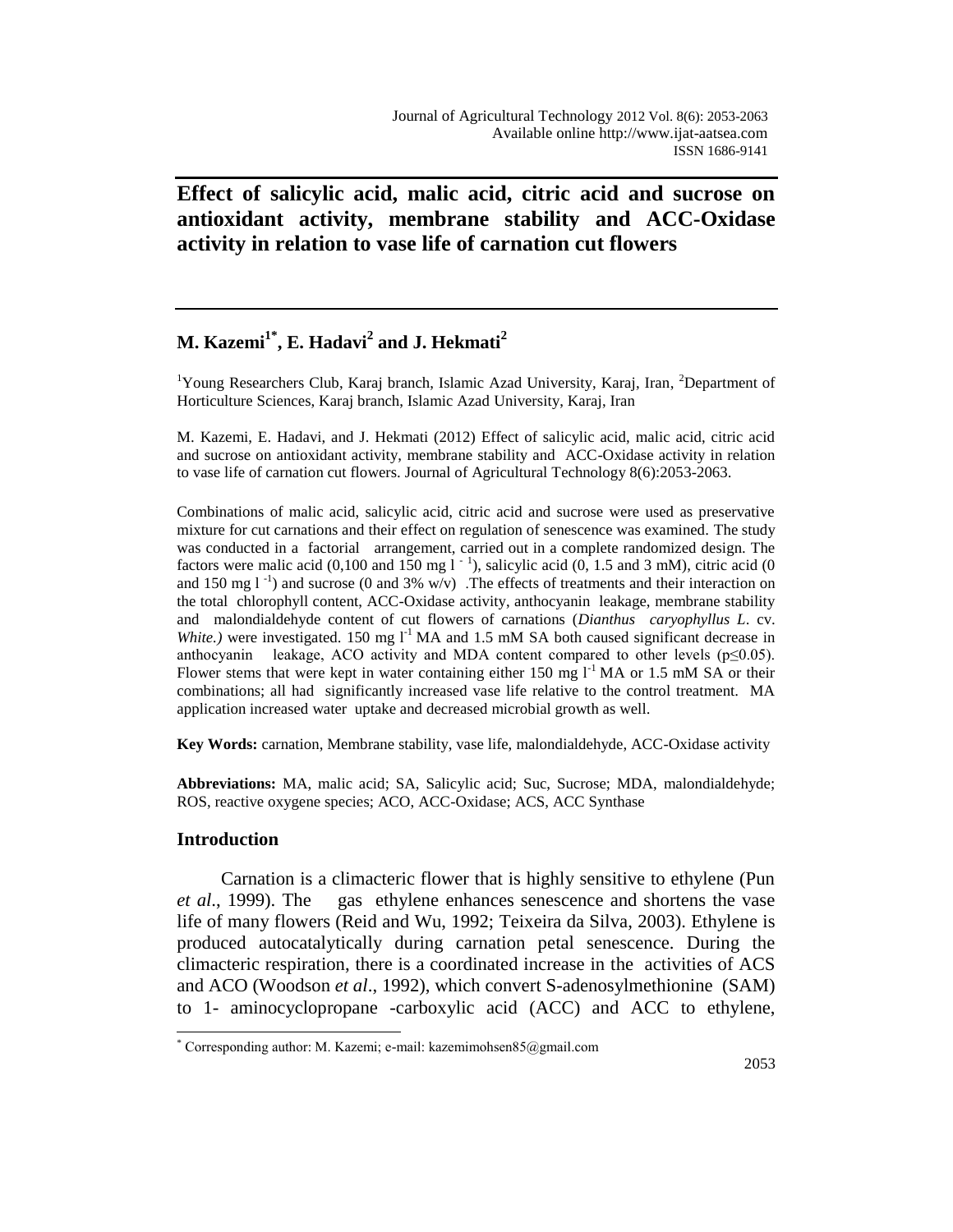# Effect of salicylic acid, malic acid, citric acid and sucrose on antioxidant activity, membrane stability and ACC-Oxidase activity in relation to vase life of carnation cut flowers

**M. Kazemi[1*], E. Hadavi[2] and J. Hekmati[2]**

[1]Young Researchers Club, Karaj branch, Islamic Azad University, Karaj, Iran, [2]Department of Horticulture Sciences, Karaj branch, Islamic Azad University, Karaj, Iran

M. Kazemi, E. Hadavi, and J. Hekmati (2012) Effect of salicylic acid, malic acid, citric acid and sucrose on antioxidant activity, membrane stability and ACC-Oxidase activity in relation to vase life of carnation cut flowers. Journal of Agricultural Technology 8(6):2053-2063.

Combinations of malic acid, salicylic acid, citric acid and sucrose were used as preservative mixture for cut carnations and their effect on regulation of senescence was examined. The study was conducted in a factorial arrangement, carried out in a complete randomized design. The factors were malic acid (0,100 and 150 mg $l^{-1}$), salicylic acid (0, 1.5 and 3 mM), citric acid (0 and 150 mg $l^{-1}$) and sucrose (0 and 3% w/v) .The effects of treatments and their interaction on the total chlorophyll content, ACC-Oxidase activity, anthocyanin leakage, membrane stability and malondialdehyde content of cut flowers of carnations (*Dianthus caryophyllus L*. cv. *White.)* were investigated. 150 mg $l^{-1}$ MA and 1.5 mM SA both caused significant decrease in anthocyanin leakage, ACO activity and MDA content compared to other levels ($p \leq 0.05$). Flower stems that were kept in water containing either 150 mg $l^{-1}$ MA or 1.5 mM SA or their combinations; all had significantly increased vase life relative to the control treatment. MA application increased water uptake and decreased microbial growth as well.

**Key Words:** carnation, Membrane stability, vase life, malondialdehyde, ACC-Oxidase activity

**Abbreviations:** MA, malic acid; SA, Salicylic acid; Suc, Sucrose; MDA, malondialdehyde; ROS, reactive oxygene species; ACO, ACC-Oxidase; ACS, ACC Synthase

## Introduction

Carnation is a climacteric flower that is highly sensitive to ethylene (Pun *et al*., 1999). The gas ethylene enhances senescence and shortens the vase life of many flowers (Reid and Wu, 1992; Teixeira da Silva, 2003). Ethylene is produced autocatalytically during carnation petal senescence. During the climacteric respiration, there is a coordinated increase in the activities of ACS and ACO (Woodson *et al*., 1992), which convert S-adenosylmethionine (SAM) to 1- aminocyclopropane -carboxylic acid (ACC) and ACC to ethylene,

[*] Corresponding author: M. Kazemi; e-mail: kazemimohsen85@gmail.com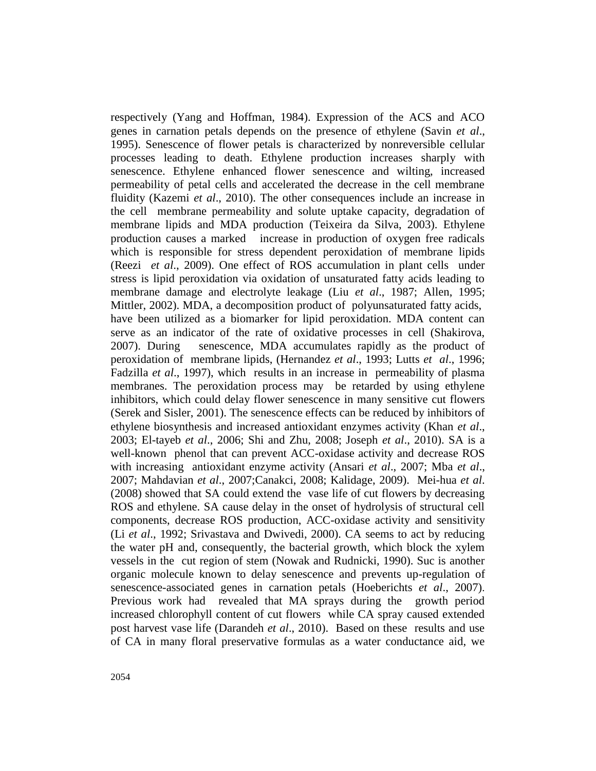respectively (Yang and Hoffman, 1984). Expression of the ACS and ACO genes in carnation petals depends on the presence of ethylene (Savin *et al*., 1995). Senescence of flower petals is characterized by nonreversible cellular processes leading to death. Ethylene production increases sharply with senescence. Ethylene enhanced flower senescence and wilting, increased permeability of petal cells and accelerated the decrease in the cell membrane fluidity (Kazemi *et al*., 2010). The other consequences include an increase in the cell membrane permeability and solute uptake capacity, degradation of membrane lipids and MDA production (Teixeira da Silva, 2003). Ethylene production causes a marked increase in production of oxygen free radicals which is responsible for stress dependent peroxidation of membrane lipids (Reezi *et al*., 2009). One effect of ROS accumulation in plant cells under stress is lipid peroxidation via oxidation of unsaturated fatty acids leading to membrane damage and electrolyte leakage (Liu *et al*., 1987; Allen, 1995; Mittler, 2002). MDA, a decomposition product of polyunsaturated fatty acids, have been utilized as a biomarker for lipid peroxidation. MDA content can serve as an indicator of the rate of oxidative processes in cell (Shakirova, 2007). During senescence, MDA accumulates rapidly as the product of peroxidation of membrane lipids, (Hernandez *et al*., 1993; Lutts *et al*., 1996; Fadzilla *et al*., 1997), which results in an increase in permeability of plasma membranes. The peroxidation process may be retarded by using ethylene inhibitors, which could delay flower senescence in many sensitive cut flowers (Serek and Sisler, 2001). The senescence effects can be reduced by inhibitors of ethylene biosynthesis and increased antioxidant enzymes activity (Khan *et al*., 2003; El-tayeb *et al*., 2006; Shi and Zhu, 2008; Joseph *et al*., 2010). SA is a well-known phenol that can prevent ACC-oxidase activity and decrease ROS with increasing antioxidant enzyme activity (Ansari *et al*., 2007; Mba *et al*., 2007; Mahdavian *et al*., 2007;Canakci, 2008; Kalidage, 2009). Mei-hua *et al*. (2008) showed that SA could extend the vase life of cut flowers by decreasing ROS and ethylene. SA cause delay in the onset of hydrolysis of structural cell components, decrease ROS production, ACC-oxidase activity and sensitivity (Li *et al*., 1992; Srivastava and Dwivedi, 2000). CA seems to act by reducing the water pH and, consequently, the bacterial growth, which block the xylem vessels in the cut region of stem (Nowak and Rudnicki, 1990). Suc is another organic molecule known to delay senescence and prevents up-regulation of senescence-associated genes in carnation petals (Hoeberichts *et al*., 2007). Previous work had revealed that MA sprays during the growth period increased chlorophyll content of cut flowers while CA spray caused extended post harvest vase life (Darandeh *et al*., 2010). Based on these results and use of CA in many floral preservative formulas as a water conductance aid, we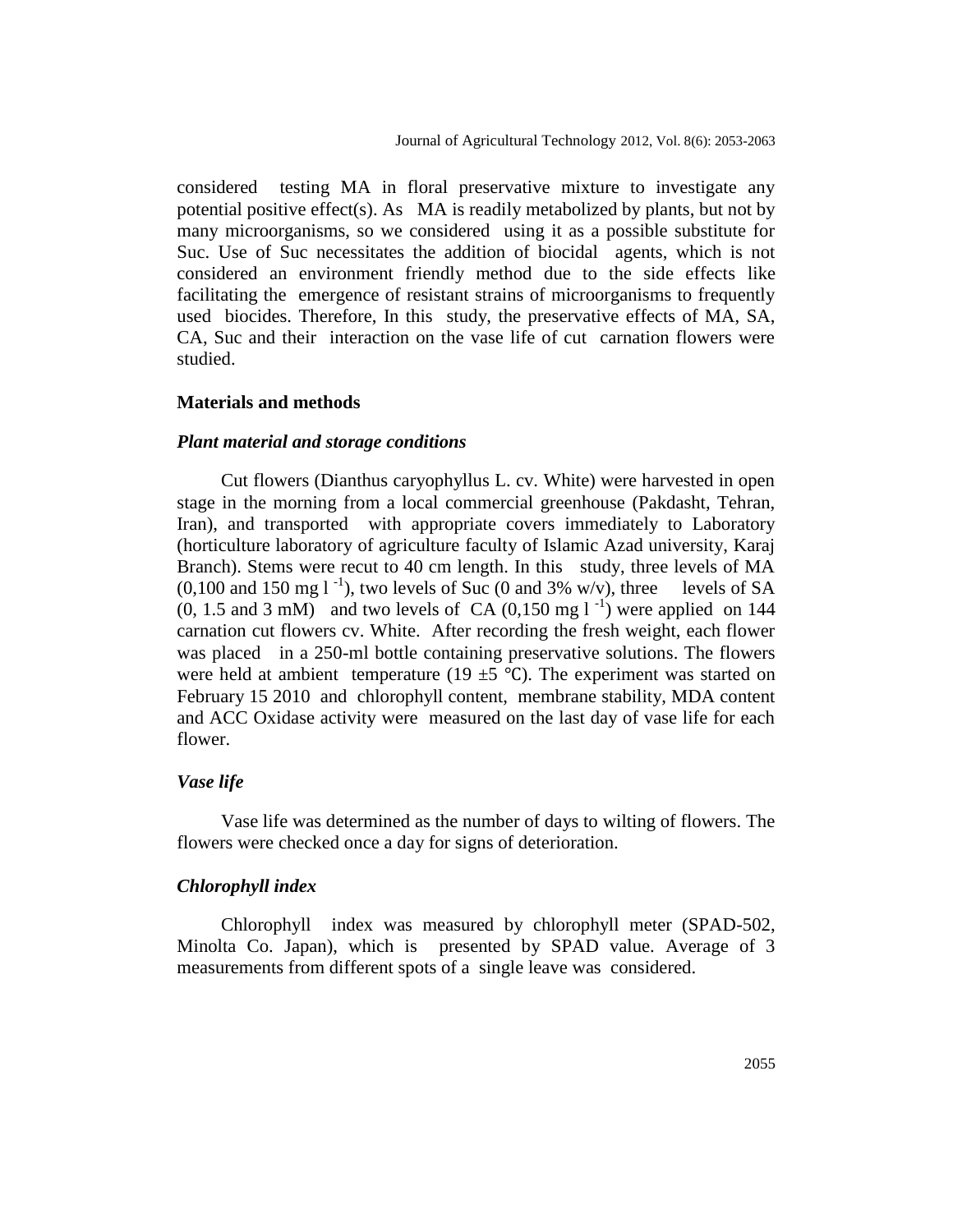considered testing MA in floral preservative mixture to investigate any potential positive effect(s). As MA is readily metabolized by plants, but not by many microorganisms, so we considered using it as a possible substitute for Suc. Use of Suc necessitates the addition of biocidal agents, which is not considered an environment friendly method due to the side effects like facilitating the emergence of resistant strains of microorganisms to frequently used biocides. Therefore, In this study, the preservative effects of MA, SA, CA, Suc and their interaction on the vase life of cut carnation flowers were studied.

## Materials and methods

### *Plant material and storage conditions*

Cut flowers (Dianthus caryophyllus L. cv. White) were harvested in open stage in the morning from a local commercial greenhouse (Pakdasht, Tehran, Iran), and transported with appropriate covers immediately to Laboratory (horticulture laboratory of agriculture faculty of Islamic Azad university, Karaj Branch). Stems were recut to 40 cm length. In this study, three levels of MA (0,100 and 150 mg $l^{-1}$), two levels of Suc (0 and 3% w/v), three levels of SA (0, 1.5 and 3 mM) and two levels of CA (0,150 mg $l^{-1}$) were applied on 144 carnation cut flowers cv. White. After recording the fresh weight, each flower was placed in a 250-ml bottle containing preservative solutions. The flowers were held at ambient temperature (19 ±5 °C). The experiment was started on February 15 2010 and chlorophyll content, membrane stability, MDA content and ACC Oxidase activity were measured on the last day of vase life for each flower.

### *Vase life*

Vase life was determined as the number of days to wilting of flowers. The flowers were checked once a day for signs of deterioration.

### *Chlorophyll index*

Chlorophyll index was measured by chlorophyll meter (SPAD-502, Minolta Co. Japan), which is presented by SPAD value. Average of 3 measurements from different spots of a single leave was considered.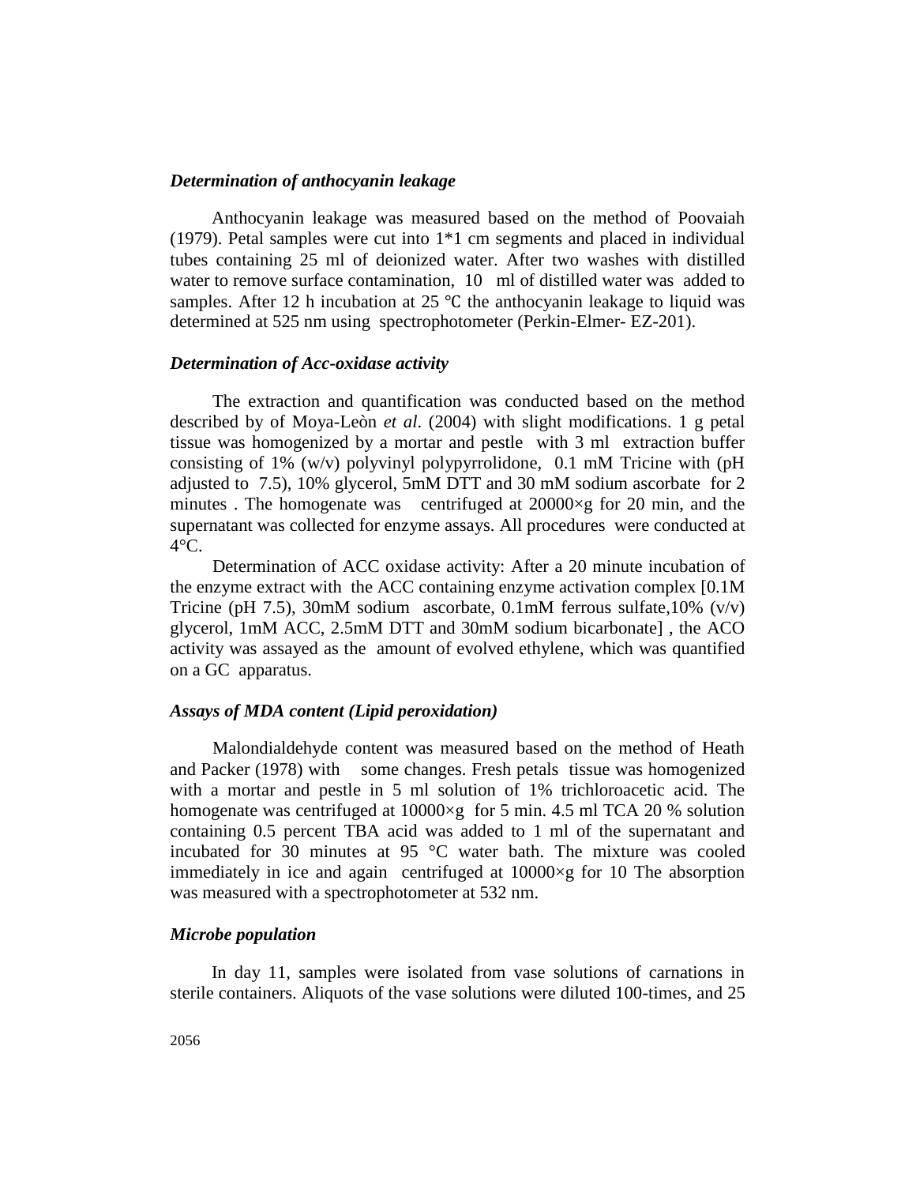### *Determination of anthocyanin leakage*

Anthocyanin leakage was measured based on the method of Poovaiah (1979). Petal samples were cut into 1*1 cm segments and placed in individual tubes containing 25 ml of deionized water. After two washes with distilled water to remove surface contamination, 10 ml of distilled water was added to samples. After 12 h incubation at 25 ℃ the anthocyanin leakage to liquid was determined at 525 nm using spectrophotometer (Perkin-Elmer- EZ-201).

### *Determination of Acc-oxidase activity*

The extraction and quantification was conducted based on the method described by of Moya-Leòn *et al*. (2004) with slight modifications. 1 g petal tissue was homogenized by a mortar and pestle with 3 ml extraction buffer consisting of 1% (w/v) polyvinyl polypyrrolidone, 0.1 mM Tricine with (pH adjusted to 7.5), 10% glycerol, 5mM DTT and 30 mM sodium ascorbate for 2 minutes . The homogenate was centrifuged at 20000×g for 20 min, and the supernatant was collected for enzyme assays. All procedures were conducted at 4°C.

Determination of ACC oxidase activity: After a 20 minute incubation of the enzyme extract with the ACC containing enzyme activation complex [0.1M Tricine (pH 7.5), 30mM sodium ascorbate, 0.1mM ferrous sulfate,10% (v/v) glycerol, 1mM ACC, 2.5mM DTT and 30mM sodium bicarbonate] , the ACO activity was assayed as the amount of evolved ethylene, which was quantified on a GC apparatus.

### *Assays of MDA content (Lipid peroxidation)*

Malondialdehyde content was measured based on the method of Heath and Packer (1978) with some changes. Fresh petals tissue was homogenized with a mortar and pestle in 5 ml solution of 1% trichloroacetic acid. The homogenate was centrifuged at 10000×g for 5 min. 4.5 ml TCA 20 % solution containing 0.5 percent TBA acid was added to 1 ml of the supernatant and incubated for 30 minutes at 95 °C water bath. The mixture was cooled immediately in ice and again centrifuged at 10000×g for 10 The absorption was measured with a spectrophotometer at 532 nm.

### *Microbe population*

In day 11, samples were isolated from vase solutions of carnations in sterile containers. Aliquots of the vase solutions were diluted 100-times, and 25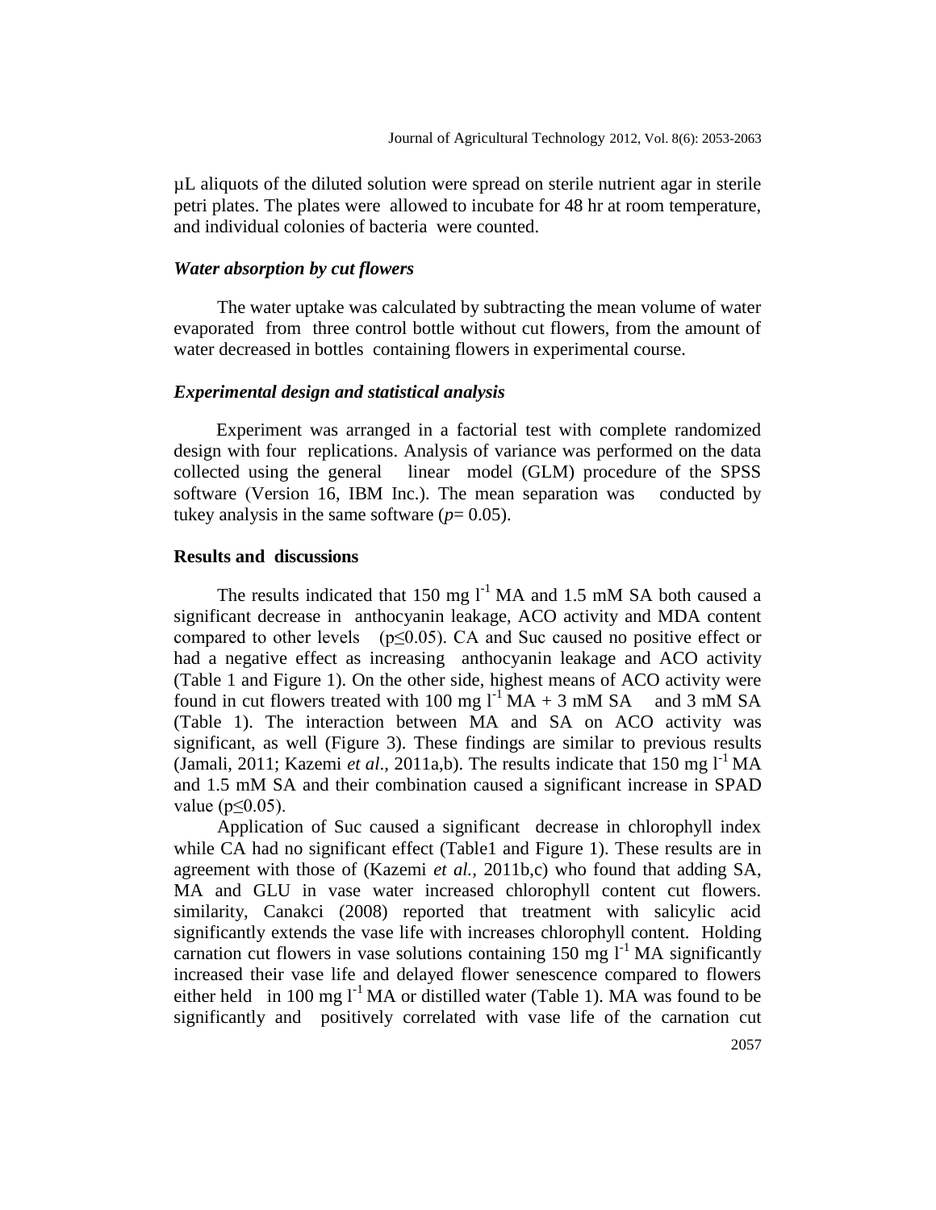µL aliquots of the diluted solution were spread on sterile nutrient agar in sterile petri plates. The plates were allowed to incubate for 48 hr at room temperature, and individual colonies of bacteria were counted.

### *Water absorption by cut flowers*

The water uptake was calculated by subtracting the mean volume of water evaporated from three control bottle without cut flowers, from the amount of water decreased in bottles containing flowers in experimental course.

### *Experimental design and statistical analysis*

Experiment was arranged in a factorial test with complete randomized design with four replications. Analysis of variance was performed on the data collected using the general linear model (GLM) procedure of the SPSS software (Version 16, IBM Inc.). The mean separation was conducted by tukey analysis in the same software (*p*= 0.05).

## Results and discussions

The results indicated that 150 mg $l^{-1}$ MA and 1.5 mM SA both caused a significant decrease in anthocyanin leakage, ACO activity and MDA content compared to other levels ($p \leq 0.05$). CA and Suc caused no positive effect or had a negative effect as increasing anthocyanin leakage and ACO activity (Table 1 and Figure 1). On the other side, highest means of ACO activity were found in cut flowers treated with 100 mg $l^{-1}$ MA + 3 mM SA and 3 mM SA (Table 1). The interaction between MA and SA on ACO activity was significant, as well (Figure 3). These findings are similar to previous results (Jamali, 2011; Kazemi *et al*., 2011a,b). The results indicate that 150 mg $l^{-1}$ MA and 1.5 mM SA and their combination caused a significant increase in SPAD value ($p \leq 0.05$).

Application of Suc caused a significant decrease in chlorophyll index while CA had no significant effect (Table1 and Figure 1). These results are in agreement with those of (Kazemi *et al.*, 2011b,c) who found that adding SA, MA and GLU in vase water increased chlorophyll content cut flowers. similarity, Canakci (2008) reported that treatment with salicylic acid significantly extends the vase life with increases chlorophyll content. Holding carnation cut flowers in vase solutions containing 150 mg $l^{-1}$ MA significantly increased their vase life and delayed flower senescence compared to flowers either held in 100 mg $l^{-1}$ MA or distilled water (Table 1). MA was found to be significantly and positively correlated with vase life of the carnation cut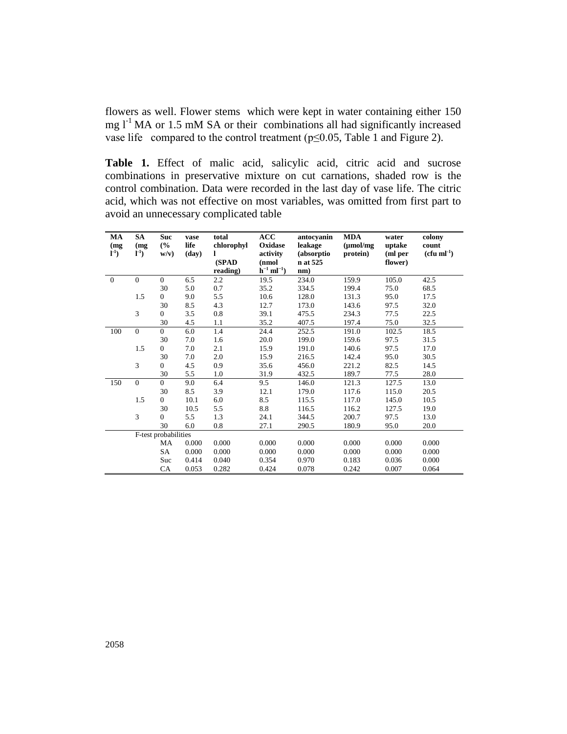flowers as well. Flower stems which were kept in water containing either 150 mg $l^{-1}$ MA or 1.5 mM SA or their combinations all had significantly increased vase life compared to the control treatment ($p \leq 0.05$, Table 1 and Figure 2).

**Table 1.** Effect of malic acid, salicylic acid, citric acid and sucrose combinations in preservative mixture on cut carnations, shaded row is the control combination. Data were recorded in the last day of vase life. The citric acid, which was not effective on most variables, was omitted from first part to avoid an unnecessary complicated table

| MA (mg $l^{-1}$) | SA (mg $l^{-1}$) | Suc (% w/v) | vase life (day) | total chlorophyll (SPAD reading) | ACC Oxidase activity (nmol $h^{-1}$ $ml^{-1}$) | antocyanin leakage (absorption at 525 nm) | MDA (µmol/mg protein) | water uptake (ml per flower) | colony count (cfu $ml^{-1}$) |
|---|---|---|---|---|---|---|---|---|---|
| 0 | 0 | 0 | 6.5 | 2.2 | 19.5 | 234.0 | 159.9 | 105.0 | 42.5 |
| | | 30 | 5.0 | 0.7 | 35.2 | 334.5 | 199.4 | 75.0 | 68.5 |
| | 1.5 | 0 | 9.0 | 5.5 | 10.6 | 128.0 | 131.3 | 95.0 | 17.5 |
| | | 30 | 8.5 | 4.3 | 12.7 | 173.0 | 143.6 | 97.5 | 32.0 |
| | 3 | 0 | 3.5 | 0.8 | 39.1 | 475.5 | 234.3 | 77.5 | 22.5 |
| | | 30 | 4.5 | 1.1 | 35.2 | 407.5 | 197.4 | 75.0 | 32.5 |
| 100 | 0 | 0 | 6.0 | 1.4 | 24.4 | 252.5 | 191.0 | 102.5 | 18.5 |
| | | 30 | 7.0 | 1.6 | 20.0 | 199.0 | 159.6 | 97.5 | 31.5 |
| | 1.5 | 0 | 7.0 | 2.1 | 15.9 | 191.0 | 140.6 | 97.5 | 17.0 |
| | | 30 | 7.0 | 2.0 | 15.9 | 216.5 | 142.4 | 95.0 | 30.5 |
| | 3 | 0 | 4.5 | 0.9 | 35.6 | 456.0 | 221.2 | 82.5 | 14.5 |
| | | 30 | 5.5 | 1.0 | 31.9 | 432.5 | 189.7 | 77.5 | 28.0 |
| 150 | 0 | 0 | 9.0 | 6.4 | 9.5 | 146.0 | 121.3 | 127.5 | 13.0 |
| | | 30 | 8.5 | 3.9 | 12.1 | 179.0 | 117.6 | 115.0 | 20.5 |
| | 1.5 | 0 | 10.1 | 6.0 | 8.5 | 115.5 | 117.0 | 145.0 | 10.5 |
| | | 30 | 10.5 | 5.5 | 8.8 | 116.5 | 116.2 | 127.5 | 19.0 |
| | 3 | 0 | 5.5 | 1.3 | 24.1 | 344.5 | 200.7 | 97.5 | 13.0 |
| | | 30 | 6.0 | 0.8 | 27.1 | 290.5 | 180.9 | 95.0 | 20.0 |
| | F-test probabilities | | | | | | | | |
| | | MA | 0.000 | 0.000 | 0.000 | 0.000 | 0.000 | 0.000 | 0.000 |
| | | SA | 0.000 | 0.000 | 0.000 | 0.000 | 0.000 | 0.000 | 0.000 |
| | | Suc | 0.414 | 0.040 | 0.354 | 0.970 | 0.183 | 0.036 | 0.000 |
| | | CA | 0.053 | 0.282 | 0.424 | 0.078 | 0.242 | 0.007 | 0.064 |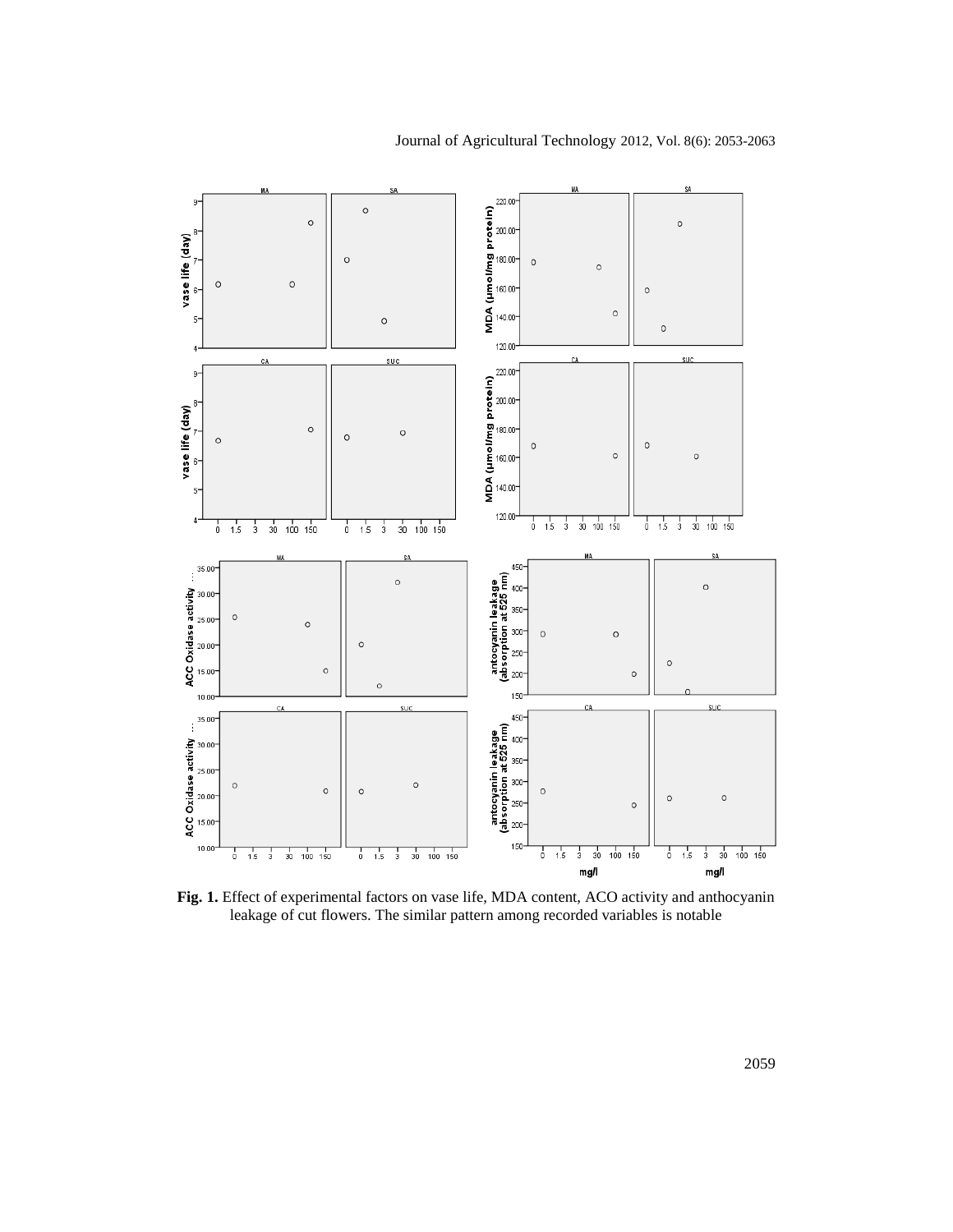**Fig. 1.** Effect of experimental factors on vase life, MDA content, ACO activity and anthocyanin leakage of cut flowers. The similar pattern among recorded variables is notable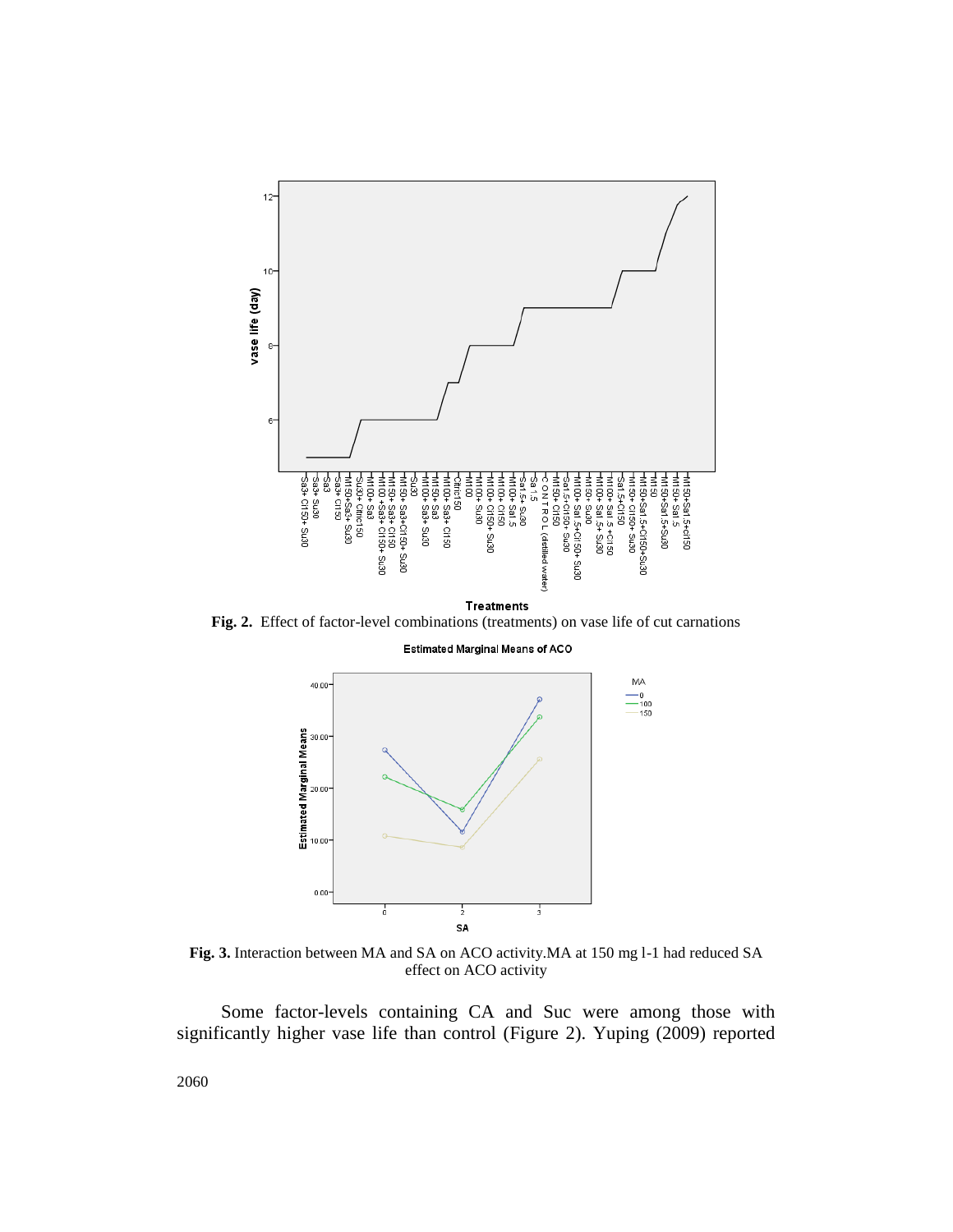**Fig. 2.** Effect of factor-level combinations (treatments) on vase life of cut carnations

**Fig. 3.** Interaction between MA and SA on ACO activity.MA at 150 mg l-1 had reduced SA effect on ACO activity

Some factor-levels containing CA and Suc were among those with significantly higher vase life than control (Figure 2). Yuping (2009) reported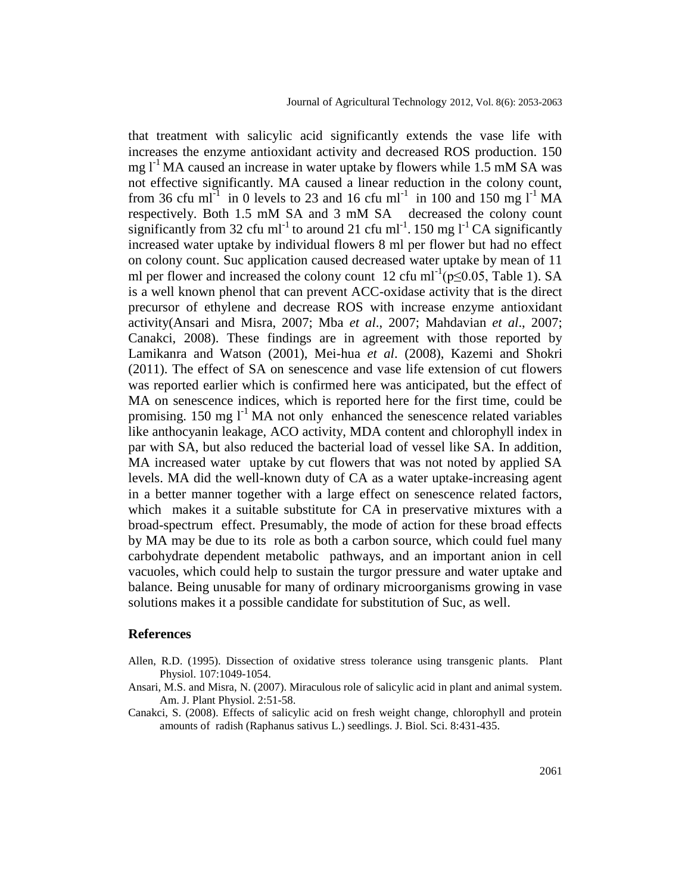that treatment with salicylic acid significantly extends the vase life with increases the enzyme antioxidant activity and decreased ROS production. 150 mg $l^{-1}$ MA caused an increase in water uptake by flowers while 1.5 mM SA was not effective significantly. MA caused a linear reduction in the colony count, from 36 cfu $ml^{-1}$ in 0 levels to 23 and 16 cfu $ml^{-1}$ in 100 and 150 mg $l^{-1}$ MA respectively. Both 1.5 mM SA and 3 mM SA decreased the colony count significantly from 32 cfu $ml^{-1}$ to around 21 cfu $ml^{-1}$. 150 mg $l^{-1}$ CA significantly increased water uptake by individual flowers 8 ml per flower but had no effect on colony count. Suc application caused decreased water uptake by mean of 11 ml per flower and increased the colony count 12 cfu $ml^{-1}$($p \leq 0.05$, Table 1). SA is a well known phenol that can prevent ACC-oxidase activity that is the direct precursor of ethylene and decrease ROS with increase enzyme antioxidant activity(Ansari and Misra, 2007; Mba *et al*., 2007; Mahdavian *et al*., 2007; Canakci, 2008). These findings are in agreement with those reported by Lamikanra and Watson (2001), Mei-hua *et al*. (2008), Kazemi and Shokri (2011). The effect of SA on senescence and vase life extension of cut flowers was reported earlier which is confirmed here was anticipated, but the effect of MA on senescence indices, which is reported here for the first time, could be promising. 150 mg $l^{-1}$ MA not only enhanced the senescence related variables like anthocyanin leakage, ACO activity, MDA content and chlorophyll index in par with SA, but also reduced the bacterial load of vessel like SA. In addition, MA increased water uptake by cut flowers that was not noted by applied SA levels. MA did the well-known duty of CA as a water uptake-increasing agent in a better manner together with a large effect on senescence related factors, which makes it a suitable substitute for CA in preservative mixtures with a broad-spectrum effect. Presumably, the mode of action for these broad effects by MA may be due to its role as both a carbon source, which could fuel many carbohydrate dependent metabolic pathways, and an important anion in cell vacuoles, which could help to sustain the turgor pressure and water uptake and balance. Being unusable for many of ordinary microorganisms growing in vase solutions makes it a possible candidate for substitution of Suc, as well.

## References

Allen, R.D. (1995). Dissection of oxidative stress tolerance using transgenic plants. Plant Physiol. 107:1049-1054.

Ansari, M.S. and Misra, N. (2007). Miraculous role of salicylic acid in plant and animal system. Am. J. Plant Physiol. 2:51-58.

Canakci, S. (2008). Effects of salicylic acid on fresh weight change, chlorophyll and protein amounts of radish (Raphanus sativus L.) seedlings. J. Biol. Sci. 8:431-435.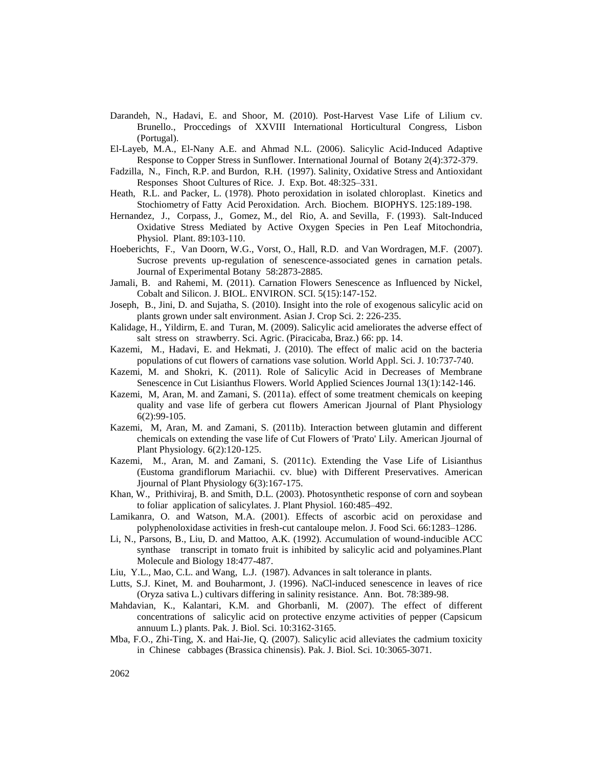Darandeh, N., Hadavi, E. and Shoor, M. (2010). Post-Harvest Vase Life of Lilium cv. Brunello., Proccedings of XXVIII International Horticultural Congress, Lisbon (Portugal).

El-Layeb, M.A., El-Nany A.E. and Ahmad N.L. (2006). Salicylic Acid-Induced Adaptive Response to Copper Stress in Sunflower. International Journal of Botany 2(4):372-379.

Fadzilla, N., Finch, R.P. and Burdon, R.H. (1997). Salinity, Oxidative Stress and Antioxidant Responses Shoot Cultures of Rice. J. Exp. Bot. 48:325–331.

Heath, R.L. and Packer, L. (1978). Photo peroxidation in isolated chloroplast. Kinetics and Stochiometry of Fatty Acid Peroxidation. Arch. Biochem. BIOPHYS. 125:189-198.

Hernandez, J., Corpass, J., Gomez, M., del Rio, A. and Sevilla, F. (1993). Salt-Induced Oxidative Stress Mediated by Active Oxygen Species in Pen Leaf Mitochondria, Physiol. Plant. 89:103-110.

Hoeberichts, F., Van Doorn, W.G., Vorst, O., Hall, R.D. and Van Wordragen, M.F. (2007). Sucrose prevents up-regulation of senescence-associated genes in carnation petals. Journal of Experimental Botany 58:2873-2885.

Jamali, B. and Rahemi, M. (2011). Carnation Flowers Senescence as Influenced by Nickel, Cobalt and Silicon. J. BIOL. ENVIRON. SCI. 5(15):147-152.

Joseph, B., Jini, D. and Sujatha, S. (2010). Insight into the role of exogenous salicylic acid on plants grown under salt environment. Asian J. Crop Sci. 2: 226-235.

Kalidage, H., Yildirm, E. and Turan, M. (2009). Salicylic acid ameliorates the adverse effect of salt stress on strawberry. Sci. Agric. (Piracicaba, Braz.) 66: pp. 14.

Kazemi, M., Hadavi, E. and Hekmati, J. (2010). The effect of malic acid on the bacteria populations of cut flowers of carnations vase solution. World Appl. Sci. J. 10:737-740.

Kazemi, M. and Shokri, K. (2011). Role of Salicylic Acid in Decreases of Membrane Senescence in Cut Lisianthus Flowers. World Applied Sciences Journal 13(1):142-146.

Kazemi, M, Aran, M. and Zamani, S. (2011a). effect of some treatment chemicals on keeping quality and vase life of gerbera cut flowers American Jjournal of Plant Physiology 6(2):99-105.

Kazemi, M, Aran, M. and Zamani, S. (2011b). Interaction between glutamin and different chemicals on extending the vase life of Cut Flowers of 'Prato' Lily. American Jjournal of Plant Physiology. 6(2):120-125.

Kazemi, M., Aran, M. and Zamani, S. (2011c). Extending the Vase Life of Lisianthus (Eustoma grandiflorum Mariachii. cv. blue) with Different Preservatives. American Jjournal of Plant Physiology 6(3):167-175.

Khan, W., Prithiviraj, B. and Smith, D.L. (2003). Photosynthetic response of corn and soybean to foliar application of salicylates. J. Plant Physiol. 160:485–492.

Lamikanra, O. and Watson, M.A. (2001). Effects of ascorbic acid on peroxidase and polyphenoloxidase activities in fresh-cut cantaloupe melon. J. Food Sci. 66:1283–1286.

Li, N., Parsons, B., Liu, D. and Mattoo, A.K. (1992). Accumulation of wound-inducible ACC synthase transcript in tomato fruit is inhibited by salicylic acid and polyamines.Plant Molecule and Biology 18:477-487.

Liu, Y.L., Mao, C.L. and Wang, L.J. (1987). Advances in salt tolerance in plants.

Lutts, S.J. Kinet, M. and Bouharmont, J. (1996). NaCl-induced senescence in leaves of rice (Oryza sativa L.) cultivars differing in salinity resistance. Ann. Bot. 78:389-98.

Mahdavian, K., Kalantari, K.M. and Ghorbanli, M. (2007). The effect of different concentrations of salicylic acid on protective enzyme activities of pepper (Capsicum annuum L.) plants. Pak. J. Biol. Sci. 10:3162-3165.

Mba, F.O., Zhi-Ting, X. and Hai-Jie, Q. (2007). Salicylic acid alleviates the cadmium toxicity in Chinese cabbages (Brassica chinensis). Pak. J. Biol. Sci. 10:3065-3071.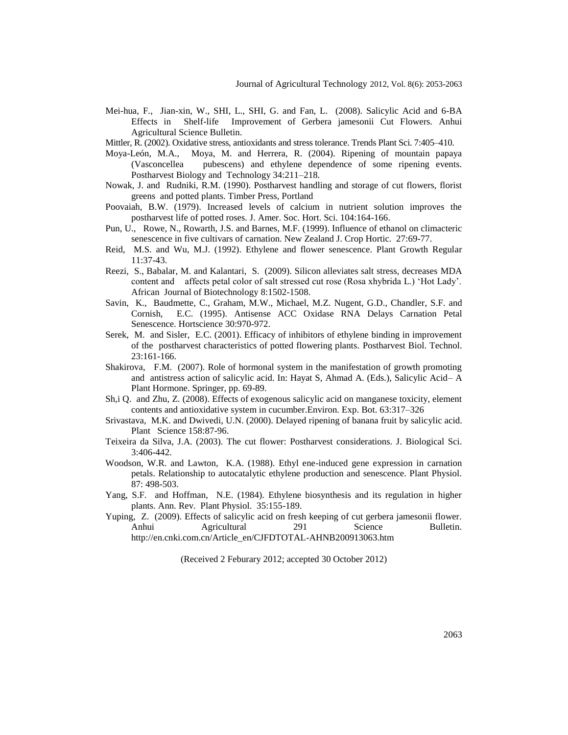Mei-hua, F., Jian-xin, W., SHI, L., SHI, G. and Fan, L. (2008). Salicylic Acid and 6-BA Effects in Shelf-life Improvement of Gerbera jamesonii Cut Flowers. Anhui Agricultural Science Bulletin.

Mittler, R. (2002). Oxidative stress, antioxidants and stress tolerance. Trends Plant Sci. 7:405–410.

Moya-León, M.A., Moya, M. and Herrera, R. (2004). Ripening of mountain papaya (Vasconcellea pubescens) and ethylene dependence of some ripening events. Postharvest Biology and Technology 34:211–218.

Nowak, J. and Rudniki, R.M. (1990). Postharvest handling and storage of cut flowers, florist greens and potted plants. Timber Press, Portland

Poovaiah, B.W. (1979). Increased levels of calcium in nutrient solution improves the postharvest life of potted roses. J. Amer. Soc. Hort. Sci. 104:164-166.

Pun, U., Rowe, N., Rowarth, J.S. and Barnes, M.F. (1999). Influence of ethanol on climacteric senescence in five cultivars of carnation. New Zealand J. Crop Hortic. 27:69-77.

Reid, M.S. and Wu, M.J. (1992). Ethylene and flower senescence. Plant Growth Regular 11:37-43.

Reezi, S., Babalar, M. and Kalantari, S. (2009). Silicon alleviates salt stress, decreases MDA content and affects petal color of salt stressed cut rose (Rosa xhybrida L.) 'Hot Lady'. African Journal of Biotechnology 8:1502-1508.

Savin, K., Baudmette, C., Graham, M.W., Michael, M.Z. Nugent, G.D., Chandler, S.F. and Cornish, E.C. (1995). Antisense ACC Oxidase RNA Delays Carnation Petal Senescence. Hortscience 30:970-972.

Serek, M. and Sisler, E.C. (2001). Efficacy of inhibitors of ethylene binding in improvement of the postharvest characteristics of potted flowering plants. Postharvest Biol. Technol. 23:161-166.

Shakirova, F.M. (2007). Role of hormonal system in the manifestation of growth promoting and antistress action of salicylic acid. In: Hayat S, Ahmad A. (Eds.), Salicylic Acid– A Plant Hormone. Springer, pp. 69-89.

Sh,i Q. and Zhu, Z. (2008). Effects of exogenous salicylic acid on manganese toxicity, element contents and antioxidative system in cucumber.Environ. Exp. Bot. 63:317–326

Srivastava, M.K. and Dwivedi, U.N. (2000). Delayed ripening of banana fruit by salicylic acid. Plant Science 158:87-96.

Teixeira da Silva, J.A. (2003). The cut flower: Postharvest considerations. J. Biological Sci. 3:406-442.

Woodson, W.R. and Lawton, K.A. (1988). Ethyl ene-induced gene expression in carnation petals. Relationship to autocatalytic ethylene production and senescence. Plant Physiol. 87: 498-503.

Yang, S.F. and Hoffman, N.E. (1984). Ethylene biosynthesis and its regulation in higher plants. Ann. Rev. Plant Physiol. 35:155-189.

Yuping, Z. (2009). Effects of salicylic acid on fresh keeping of cut gerbera jamesonii flower. Anhui Agricultural 291 Science Bulletin. http://en.cnki.com.cn/Article_en/CJFDTOTAL-AHNB200913063.htm

(Received 2 Feburary 2012; accepted 30 October 2012)